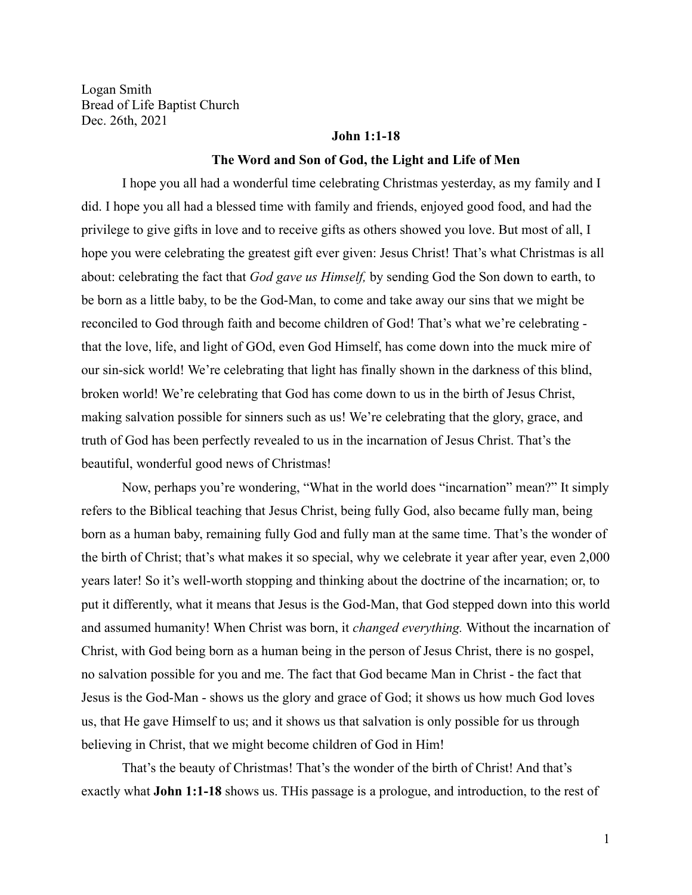Logan Smith
Bread of Life Baptist Church
Dec. 26th, 2021

**John 1:1-18**

**The Word and Son of God, the Light and Life of Men**

I hope you all had a wonderful time celebrating Christmas yesterday, as my family and I did. I hope you all had a blessed time with family and friends, enjoyed good food, and had the privilege to give gifts in love and to receive gifts as others showed you love. But most of all, I hope you were celebrating the greatest gift ever given: Jesus Christ! That's what Christmas is all about: celebrating the fact that *God gave us Himself,* by sending God the Son down to earth, to be born as a little baby, to be the God-Man, to come and take away our sins that we might be reconciled to God through faith and become children of God! That's what we're celebrating - that the love, life, and light of GOd, even God Himself, has come down into the muck mire of our sin-sick world! We're celebrating that light has finally shown in the darkness of this blind, broken world! We're celebrating that God has come down to us in the birth of Jesus Christ, making salvation possible for sinners such as us! We're celebrating that the glory, grace, and truth of God has been perfectly revealed to us in the incarnation of Jesus Christ. That's the beautiful, wonderful good news of Christmas!

Now, perhaps you're wondering, "What in the world does "incarnation" mean?" It simply refers to the Biblical teaching that Jesus Christ, being fully God, also became fully man, being born as a human baby, remaining fully God and fully man at the same time. That's the wonder of the birth of Christ; that's what makes it so special, why we celebrate it year after year, even 2,000 years later! So it's well-worth stopping and thinking about the doctrine of the incarnation; or, to put it differently, what it means that Jesus is the God-Man, that God stepped down into this world and assumed humanity! When Christ was born, it *changed everything.* Without the incarnation of Christ, with God being born as a human being in the person of Jesus Christ, there is no gospel, no salvation possible for you and me. The fact that God became Man in Christ - the fact that Jesus is the God-Man - shows us the glory and grace of God; it shows us how much God loves us, that He gave Himself to us; and it shows us that salvation is only possible for us through believing in Christ, that we might become children of God in Him!

That's the beauty of Christmas! That's the wonder of the birth of Christ! And that's exactly what **John 1:1-18** shows us. THis passage is a prologue, and introduction, to the rest of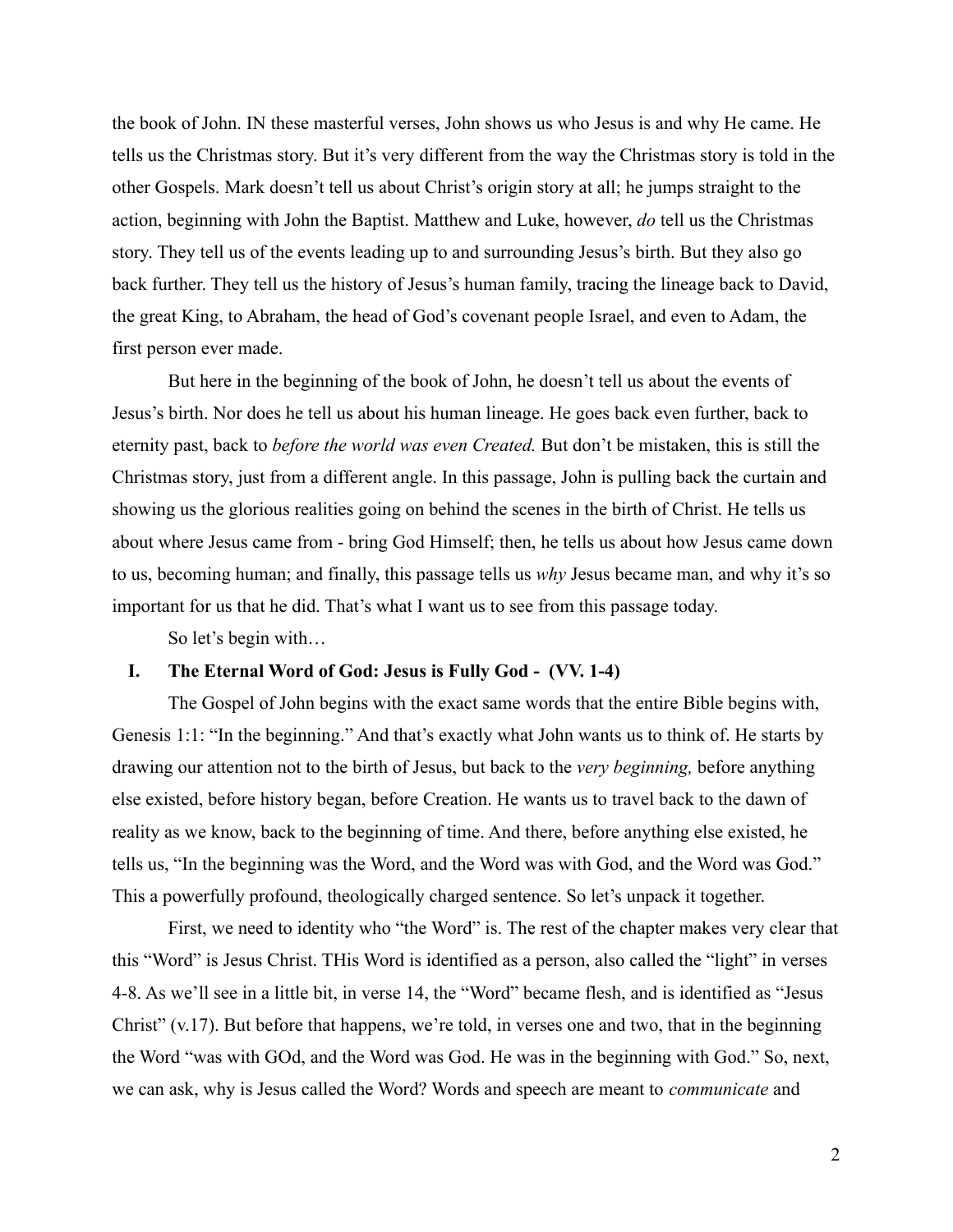the book of John. IN these masterful verses, John shows us who Jesus is and why He came. He tells us the Christmas story. But it's very different from the way the Christmas story is told in the other Gospels. Mark doesn't tell us about Christ's origin story at all; he jumps straight to the action, beginning with John the Baptist. Matthew and Luke, however, *do* tell us the Christmas story. They tell us of the events leading up to and surrounding Jesus's birth. But they also go back further. They tell us the history of Jesus's human family, tracing the lineage back to David, the great King, to Abraham, the head of God's covenant people Israel, and even to Adam, the first person ever made.

But here in the beginning of the book of John, he doesn't tell us about the events of Jesus's birth. Nor does he tell us about his human lineage. He goes back even further, back to eternity past, back to *before the world was even Created.* But don't be mistaken, this is still the Christmas story, just from a different angle. In this passage, John is pulling back the curtain and showing us the glorious realities going on behind the scenes in the birth of Christ. He tells us about where Jesus came from - bring God Himself; then, he tells us about how Jesus came down to us, becoming human; and finally, this passage tells us *why* Jesus became man, and why it's so important for us that he did. That's what I want us to see from this passage today.

So let's begin with…

## I. The Eternal Word of God: Jesus is Fully God - (VV. 1-4)

The Gospel of John begins with the exact same words that the entire Bible begins with, Genesis 1:1: "In the beginning." And that's exactly what John wants us to think of. He starts by drawing our attention not to the birth of Jesus, but back to the *very beginning,* before anything else existed, before history began, before Creation. He wants us to travel back to the dawn of reality as we know, back to the beginning of time. And there, before anything else existed, he tells us, "In the beginning was the Word, and the Word was with God, and the Word was God." This a powerfully profound, theologically charged sentence. So let's unpack it together.

First, we need to identity who "the Word" is. The rest of the chapter makes very clear that this "Word" is Jesus Christ. THis Word is identified as a person, also called the "light" in verses 4-8. As we'll see in a little bit, in verse 14, the "Word" became flesh, and is identified as "Jesus Christ" (v.17). But before that happens, we're told, in verses one and two, that in the beginning the Word "was with GOd, and the Word was God. He was in the beginning with God." So, next, we can ask, why is Jesus called the Word? Words and speech are meant to *communicate* and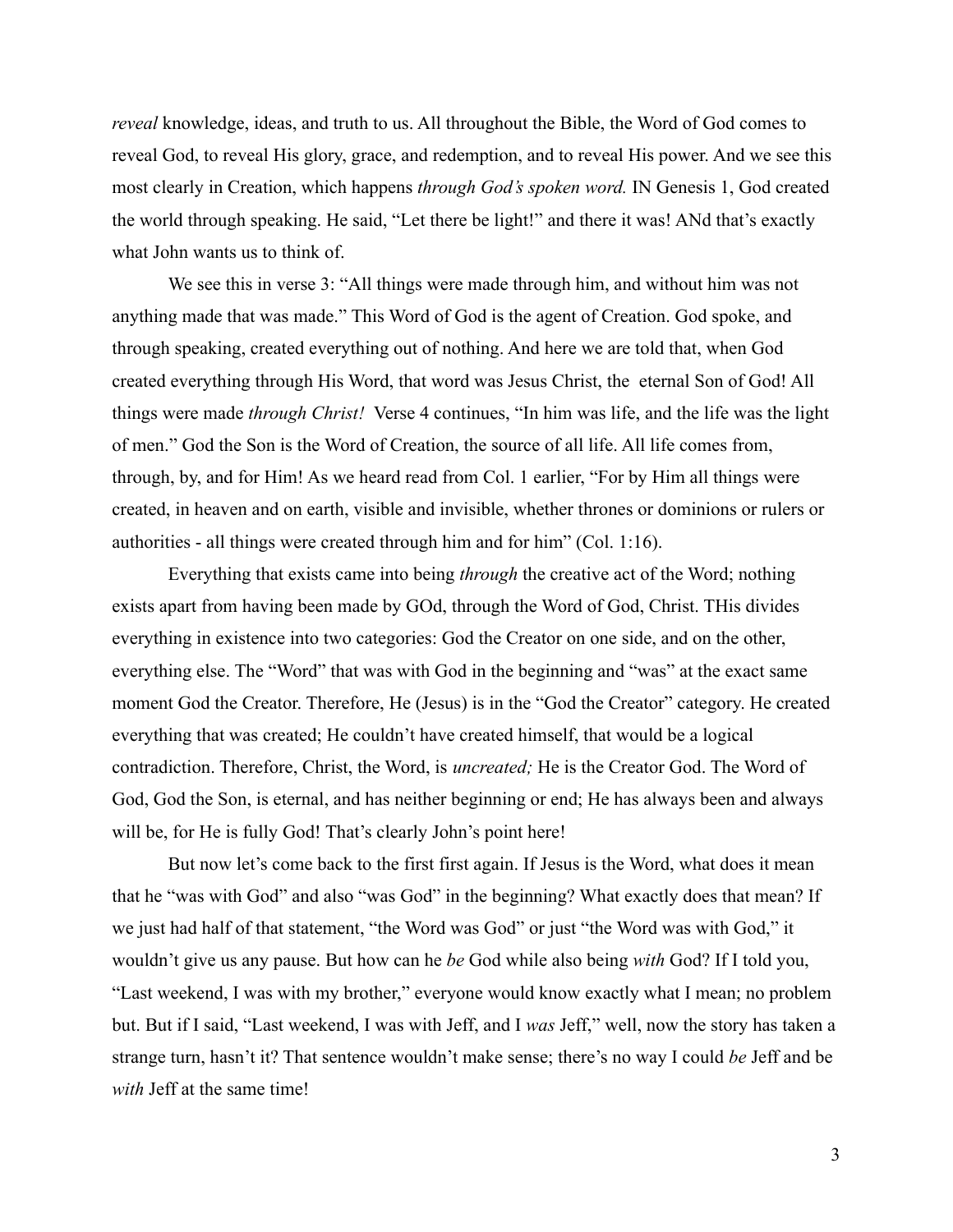*reveal* knowledge, ideas, and truth to us. All throughout the Bible, the Word of God comes to reveal God, to reveal His glory, grace, and redemption, and to reveal His power. And we see this most clearly in Creation, which happens *through God's spoken word.* IN Genesis 1, God created the world through speaking. He said, "Let there be light!" and there it was! ANd that's exactly what John wants us to think of.

We see this in verse 3: "All things were made through him, and without him was not anything made that was made." This Word of God is the agent of Creation. God spoke, and through speaking, created everything out of nothing. And here we are told that, when God created everything through His Word, that word was Jesus Christ, the eternal Son of God! All things were made *through Christ!* Verse 4 continues, "In him was life, and the life was the light of men." God the Son is the Word of Creation, the source of all life. All life comes from, through, by, and for Him! As we heard read from Col. 1 earlier, "For by Him all things were created, in heaven and on earth, visible and invisible, whether thrones or dominions or rulers or authorities - all things were created through him and for him" (Col. 1:16).

Everything that exists came into being *through* the creative act of the Word; nothing exists apart from having been made by GOd, through the Word of God, Christ. THis divides everything in existence into two categories: God the Creator on one side, and on the other, everything else. The "Word" that was with God in the beginning and "was" at the exact same moment God the Creator. Therefore, He (Jesus) is in the "God the Creator" category. He created everything that was created; He couldn't have created himself, that would be a logical contradiction. Therefore, Christ, the Word, is *uncreated;* He is the Creator God. The Word of God, God the Son, is eternal, and has neither beginning or end; He has always been and always will be, for He is fully God! That's clearly John's point here!

But now let's come back to the first first again. If Jesus is the Word, what does it mean that he "was with God" and also "was God" in the beginning? What exactly does that mean? If we just had half of that statement, "the Word was God" or just "the Word was with God," it wouldn't give us any pause. But how can he *be* God while also being *with* God? If I told you, "Last weekend, I was with my brother," everyone would know exactly what I mean; no problem but. But if I said, "Last weekend, I was with Jeff, and I *was* Jeff," well, now the story has taken a strange turn, hasn't it? That sentence wouldn't make sense; there's no way I could *be* Jeff and be *with* Jeff at the same time!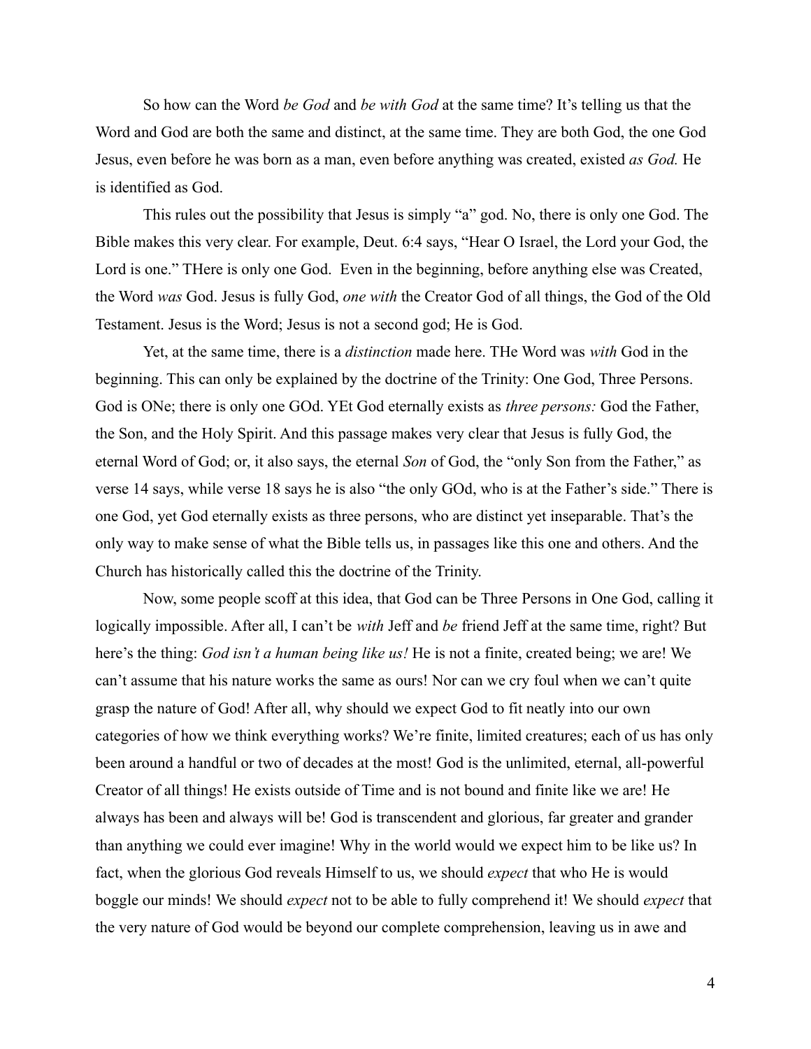So how can the Word *be God* and *be with God* at the same time? It's telling us that the Word and God are both the same and distinct, at the same time. They are both God, the one God Jesus, even before he was born as a man, even before anything was created, existed *as God.* He is identified as God.

This rules out the possibility that Jesus is simply "a" god. No, there is only one God. The Bible makes this very clear. For example, Deut. 6:4 says, "Hear O Israel, the Lord your God, the Lord is one." THere is only one God. Even in the beginning, before anything else was Created, the Word *was* God. Jesus is fully God, *one with* the Creator God of all things, the God of the Old Testament. Jesus is the Word; Jesus is not a second god; He is God.

Yet, at the same time, there is a *distinction* made here. THe Word was *with* God in the beginning. This can only be explained by the doctrine of the Trinity: One God, Three Persons. God is ONe; there is only one GOd. YEt God eternally exists as *three persons:* God the Father, the Son, and the Holy Spirit. And this passage makes very clear that Jesus is fully God, the eternal Word of God; or, it also says, the eternal *Son* of God, the "only Son from the Father," as verse 14 says, while verse 18 says he is also "the only GOd, who is at the Father's side." There is one God, yet God eternally exists as three persons, who are distinct yet inseparable. That's the only way to make sense of what the Bible tells us, in passages like this one and others. And the Church has historically called this the doctrine of the Trinity.

Now, some people scoff at this idea, that God can be Three Persons in One God, calling it logically impossible. After all, I can't be *with* Jeff and *be* friend Jeff at the same time, right? But here's the thing: *God isn't a human being like us!* He is not a finite, created being; we are! We can't assume that his nature works the same as ours! Nor can we cry foul when we can't quite grasp the nature of God! After all, why should we expect God to fit neatly into our own categories of how we think everything works? We're finite, limited creatures; each of us has only been around a handful or two of decades at the most! God is the unlimited, eternal, all-powerful Creator of all things! He exists outside of Time and is not bound and finite like we are! He always has been and always will be! God is transcendent and glorious, far greater and grander than anything we could ever imagine! Why in the world would we expect him to be like us? In fact, when the glorious God reveals Himself to us, we should *expect* that who He is would boggle our minds! We should *expect* not to be able to fully comprehend it! We should *expect* that the very nature of God would be beyond our complete comprehension, leaving us in awe and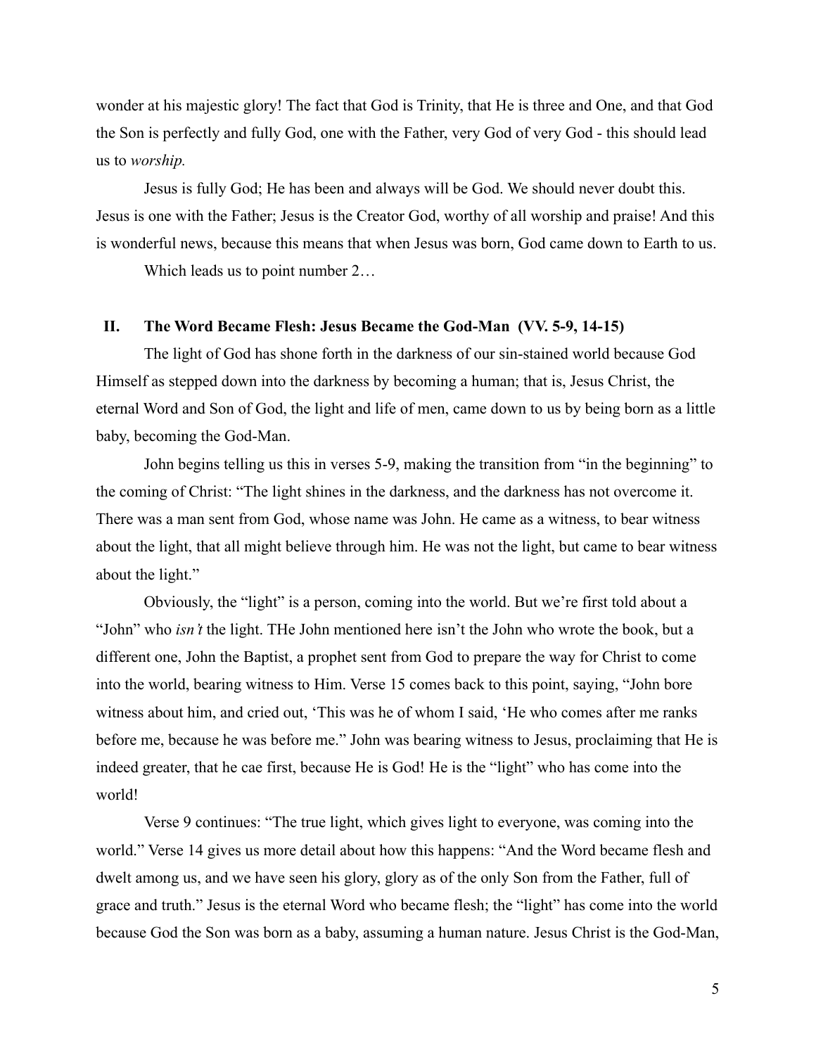wonder at his majestic glory! The fact that God is Trinity, that He is three and One, and that God the Son is perfectly and fully God, one with the Father, very God of very God - this should lead us to *worship.*

Jesus is fully God; He has been and always will be God. We should never doubt this. Jesus is one with the Father; Jesus is the Creator God, worthy of all worship and praise! And this is wonderful news, because this means that when Jesus was born, God came down to Earth to us.

Which leads us to point number 2…

## II. The Word Became Flesh: Jesus Became the God-Man (VV. 5-9, 14-15)

The light of God has shone forth in the darkness of our sin-stained world because God Himself as stepped down into the darkness by becoming a human; that is, Jesus Christ, the eternal Word and Son of God, the light and life of men, came down to us by being born as a little baby, becoming the God-Man.

John begins telling us this in verses 5-9, making the transition from "in the beginning" to the coming of Christ: "The light shines in the darkness, and the darkness has not overcome it. There was a man sent from God, whose name was John. He came as a witness, to bear witness about the light, that all might believe through him. He was not the light, but came to bear witness about the light."

Obviously, the "light" is a person, coming into the world. But we're first told about a "John" who *isn't* the light. THe John mentioned here isn't the John who wrote the book, but a different one, John the Baptist, a prophet sent from God to prepare the way for Christ to come into the world, bearing witness to Him. Verse 15 comes back to this point, saying, "John bore witness about him, and cried out, 'This was he of whom I said, 'He who comes after me ranks before me, because he was before me." John was bearing witness to Jesus, proclaiming that He is indeed greater, that he cae first, because He is God! He is the "light" who has come into the world!

Verse 9 continues: "The true light, which gives light to everyone, was coming into the world." Verse 14 gives us more detail about how this happens: "And the Word became flesh and dwelt among us, and we have seen his glory, glory as of the only Son from the Father, full of grace and truth." Jesus is the eternal Word who became flesh; the "light" has come into the world because God the Son was born as a baby, assuming a human nature. Jesus Christ is the God-Man,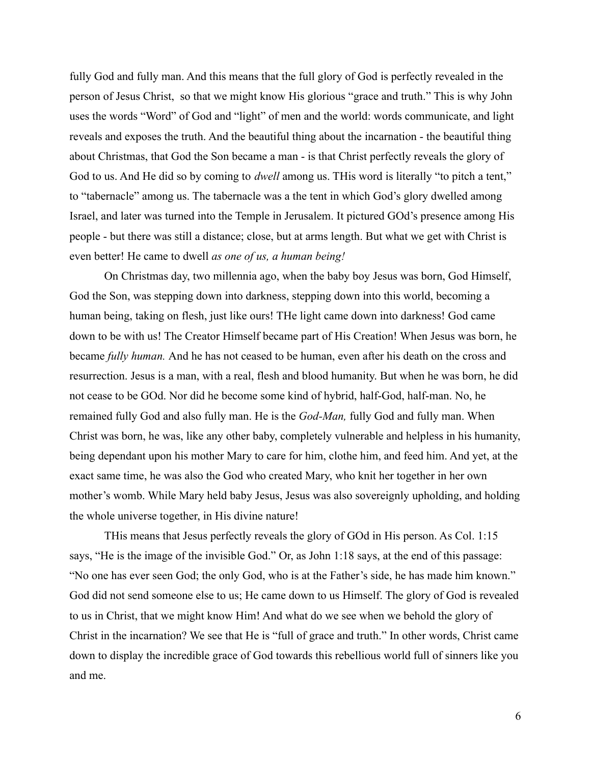fully God and fully man. And this means that the full glory of God is perfectly revealed in the person of Jesus Christ,  so that we might know His glorious "grace and truth." This is why John uses the words "Word" of God and "light" of men and the world: words communicate, and light reveals and exposes the truth. And the beautiful thing about the incarnation - the beautiful thing about Christmas, that God the Son became a man - is that Christ perfectly reveals the glory of God to us. And He did so by coming to *dwell* among us. THis word is literally "to pitch a tent," to "tabernacle" among us. The tabernacle was a the tent in which God's glory dwelled among Israel, and later was turned into the Temple in Jerusalem. It pictured GOd's presence among His people - but there was still a distance; close, but at arms length. But what we get with Christ is even better! He came to dwell *as one of us, a human being!*

On Christmas day, two millennia ago, when the baby boy Jesus was born, God Himself, God the Son, was stepping down into darkness, stepping down into this world, becoming a human being, taking on flesh, just like ours! THe light came down into darkness! God came down to be with us! The Creator Himself became part of His Creation! When Jesus was born, he became *fully human.* And he has not ceased to be human, even after his death on the cross and resurrection. Jesus is a man, with a real, flesh and blood humanity. But when he was born, he did not cease to be GOd. Nor did he become some kind of hybrid, half-God, half-man. No, he remained fully God and also fully man. He is the *God-Man,* fully God and fully man. When Christ was born, he was, like any other baby, completely vulnerable and helpless in his humanity, being dependant upon his mother Mary to care for him, clothe him, and feed him. And yet, at the exact same time, he was also the God who created Mary, who knit her together in her own mother's womb. While Mary held baby Jesus, Jesus was also sovereignly upholding, and holding the whole universe together, in His divine nature!

THis means that Jesus perfectly reveals the glory of GOd in His person. As Col. 1:15 says, "He is the image of the invisible God." Or, as John 1:18 says, at the end of this passage: "No one has ever seen God; the only God, who is at the Father's side, he has made him known." God did not send someone else to us; He came down to us Himself. The glory of God is revealed to us in Christ, that we might know Him! And what do we see when we behold the glory of Christ in the incarnation? We see that He is "full of grace and truth." In other words, Christ came down to display the incredible grace of God towards this rebellious world full of sinners like you and me.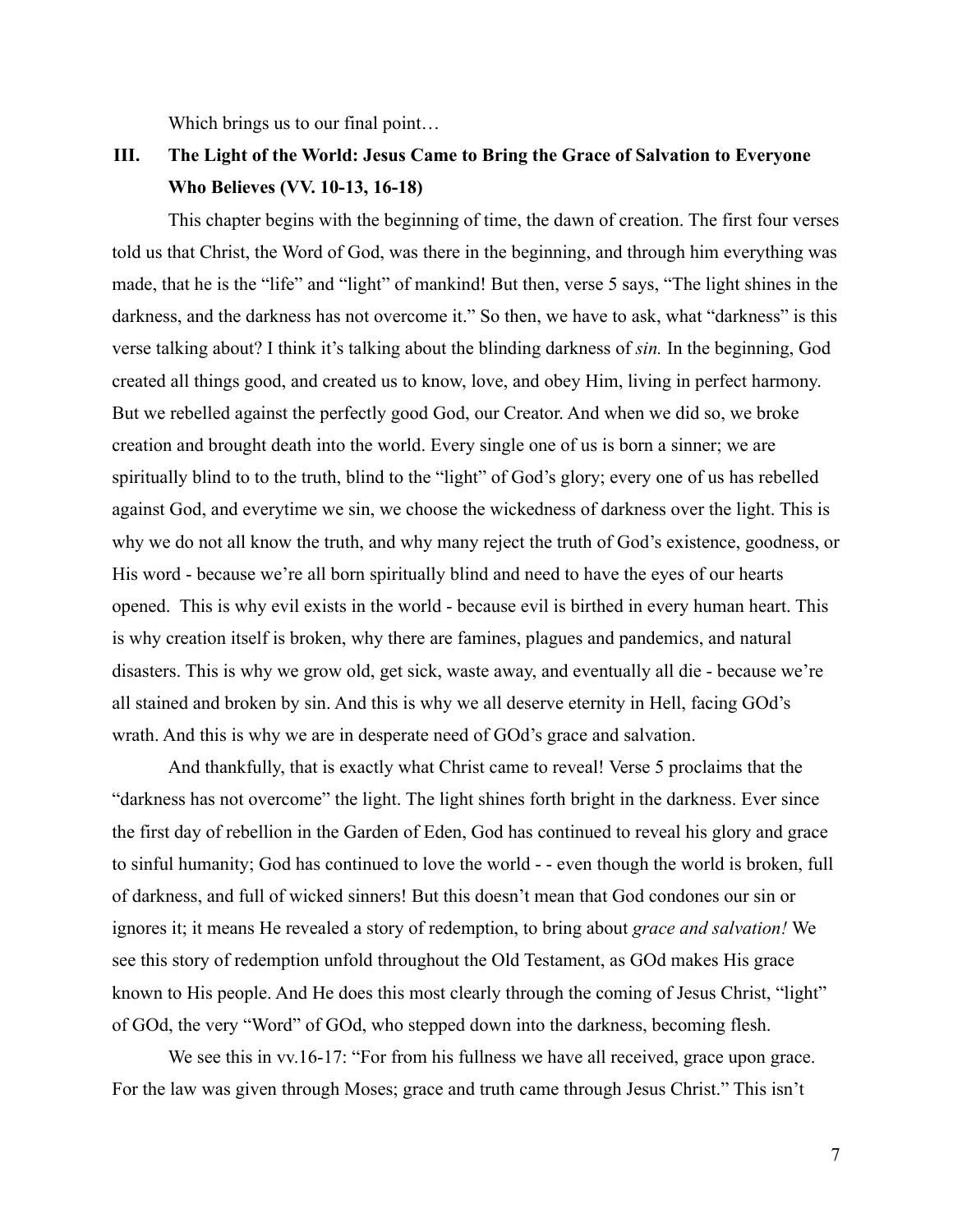Which brings us to our final point…

## III. The Light of the World: Jesus Came to Bring the Grace of Salvation to Everyone Who Believes (VV. 10-13, 16-18)

This chapter begins with the beginning of time, the dawn of creation. The first four verses told us that Christ, the Word of God, was there in the beginning, and through him everything was made, that he is the "life" and "light" of mankind! But then, verse 5 says, "The light shines in the darkness, and the darkness has not overcome it." So then, we have to ask, what "darkness" is this verse talking about? I think it's talking about the blinding darkness of *sin.* In the beginning, God created all things good, and created us to know, love, and obey Him, living in perfect harmony. But we rebelled against the perfectly good God, our Creator. And when we did so, we broke creation and brought death into the world. Every single one of us is born a sinner; we are spiritually blind to to the truth, blind to the "light" of God's glory; every one of us has rebelled against God, and everytime we sin, we choose the wickedness of darkness over the light. This is why we do not all know the truth, and why many reject the truth of God's existence, goodness, or His word - because we're all born spiritually blind and need to have the eyes of our hearts opened. This is why evil exists in the world - because evil is birthed in every human heart. This is why creation itself is broken, why there are famines, plagues and pandemics, and natural disasters. This is why we grow old, get sick, waste away, and eventually all die - because we're all stained and broken by sin. And this is why we all deserve eternity in Hell, facing GOd's wrath. And this is why we are in desperate need of GOd's grace and salvation.

And thankfully, that is exactly what Christ came to reveal! Verse 5 proclaims that the "darkness has not overcome" the light. The light shines forth bright in the darkness. Ever since the first day of rebellion in the Garden of Eden, God has continued to reveal his glory and grace to sinful humanity; God has continued to love the world - - even though the world is broken, full of darkness, and full of wicked sinners! But this doesn't mean that God condones our sin or ignores it; it means He revealed a story of redemption, to bring about *grace and salvation!* We see this story of redemption unfold throughout the Old Testament, as GOd makes His grace known to His people. And He does this most clearly through the coming of Jesus Christ, "light" of GOd, the very "Word" of GOd, who stepped down into the darkness, becoming flesh.

We see this in vv.16-17: "For from his fullness we have all received, grace upon grace. For the law was given through Moses; grace and truth came through Jesus Christ." This isn't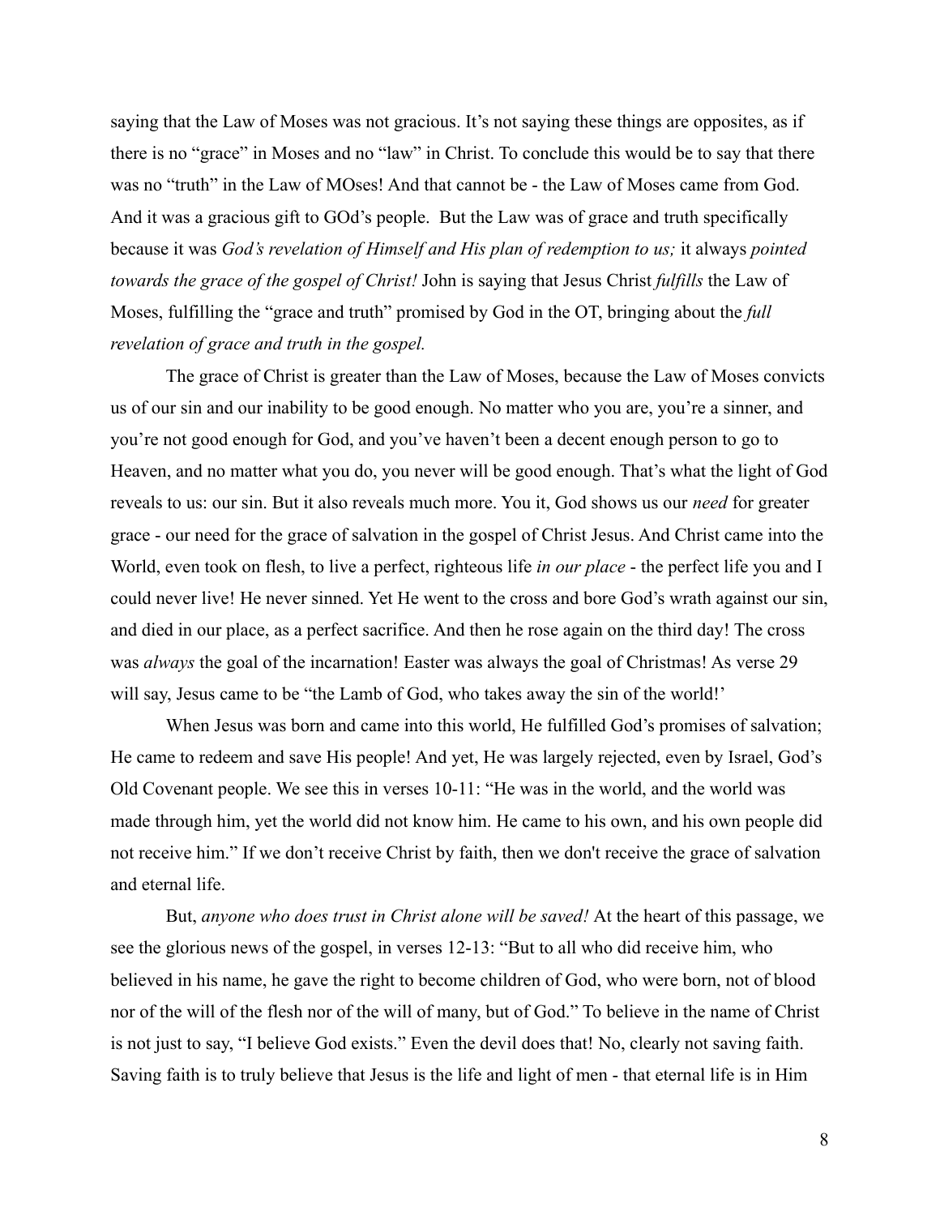saying that the Law of Moses was not gracious. It's not saying these things are opposites, as if there is no "grace" in Moses and no "law" in Christ. To conclude this would be to say that there was no "truth" in the Law of MOses! And that cannot be - the Law of Moses came from God. And it was a gracious gift to GOd's people. But the Law was of grace and truth specifically because it was *God's revelation of Himself and His plan of redemption to us;* it always *pointed towards the grace of the gospel of Christ!* John is saying that Jesus Christ *fulfills* the Law of Moses, fulfilling the "grace and truth" promised by God in the OT, bringing about the *full revelation of grace and truth in the gospel.*

The grace of Christ is greater than the Law of Moses, because the Law of Moses convicts us of our sin and our inability to be good enough. No matter who you are, you're a sinner, and you're not good enough for God, and you've haven't been a decent enough person to go to Heaven, and no matter what you do, you never will be good enough. That's what the light of God reveals to us: our sin. But it also reveals much more. You it, God shows us our *need* for greater grace - our need for the grace of salvation in the gospel of Christ Jesus. And Christ came into the World, even took on flesh, to live a perfect, righteous life *in our place* - the perfect life you and I could never live! He never sinned. Yet He went to the cross and bore God's wrath against our sin, and died in our place, as a perfect sacrifice. And then he rose again on the third day! The cross was *always* the goal of the incarnation! Easter was always the goal of Christmas! As verse 29 will say, Jesus came to be "the Lamb of God, who takes away the sin of the world!'

When Jesus was born and came into this world, He fulfilled God's promises of salvation; He came to redeem and save His people! And yet, He was largely rejected, even by Israel, God's Old Covenant people. We see this in verses 10-11: "He was in the world, and the world was made through him, yet the world did not know him. He came to his own, and his own people did not receive him." If we don't receive Christ by faith, then we don't receive the grace of salvation and eternal life.

But, *anyone who does trust in Christ alone will be saved!* At the heart of this passage, we see the glorious news of the gospel, in verses 12-13: "But to all who did receive him, who believed in his name, he gave the right to become children of God, who were born, not of blood nor of the will of the flesh nor of the will of many, but of God." To believe in the name of Christ is not just to say, "I believe God exists." Even the devil does that! No, clearly not saving faith. Saving faith is to truly believe that Jesus is the life and light of men - that eternal life is in Him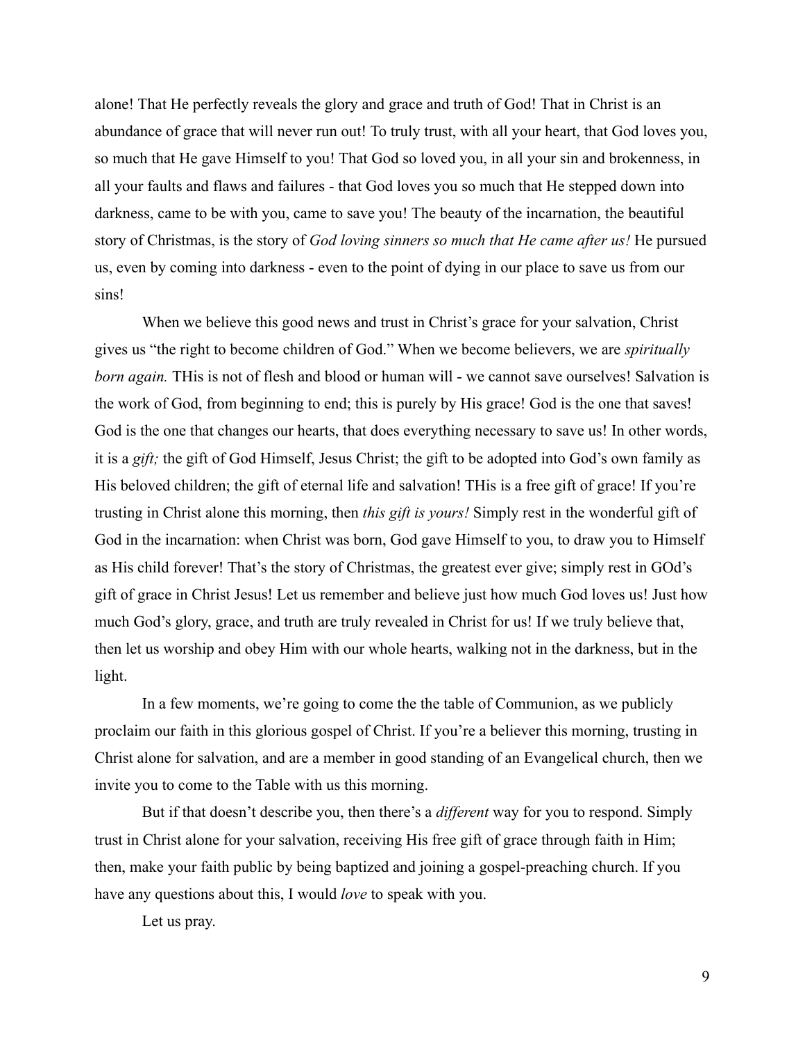alone! That He perfectly reveals the glory and grace and truth of God! That in Christ is an abundance of grace that will never run out! To truly trust, with all your heart, that God loves you, so much that He gave Himself to you! That God so loved you, in all your sin and brokenness, in all your faults and flaws and failures - that God loves you so much that He stepped down into darkness, came to be with you, came to save you! The beauty of the incarnation, the beautiful story of Christmas, is the story of *God loving sinners so much that He came after us!* He pursued us, even by coming into darkness - even to the point of dying in our place to save us from our sins!

When we believe this good news and trust in Christ's grace for your salvation, Christ gives us "the right to become children of God." When we become believers, we are *spiritually born again.* THis is not of flesh and blood or human will - we cannot save ourselves! Salvation is the work of God, from beginning to end; this is purely by His grace! God is the one that saves! God is the one that changes our hearts, that does everything necessary to save us! In other words, it is a *gift;* the gift of God Himself, Jesus Christ; the gift to be adopted into God's own family as His beloved children; the gift of eternal life and salvation! THis is a free gift of grace! If you're trusting in Christ alone this morning, then *this gift is yours!* Simply rest in the wonderful gift of God in the incarnation: when Christ was born, God gave Himself to you, to draw you to Himself as His child forever! That's the story of Christmas, the greatest ever give; simply rest in GOd's gift of grace in Christ Jesus! Let us remember and believe just how much God loves us! Just how much God's glory, grace, and truth are truly revealed in Christ for us! If we truly believe that, then let us worship and obey Him with our whole hearts, walking not in the darkness, but in the light.

In a few moments, we're going to come the the table of Communion, as we publicly proclaim our faith in this glorious gospel of Christ. If you're a believer this morning, trusting in Christ alone for salvation, and are a member in good standing of an Evangelical church, then we invite you to come to the Table with us this morning.

But if that doesn't describe you, then there's a *different* way for you to respond. Simply trust in Christ alone for your salvation, receiving His free gift of grace through faith in Him; then, make your faith public by being baptized and joining a gospel-preaching church. If you have any questions about this, I would *love* to speak with you.

Let us pray.